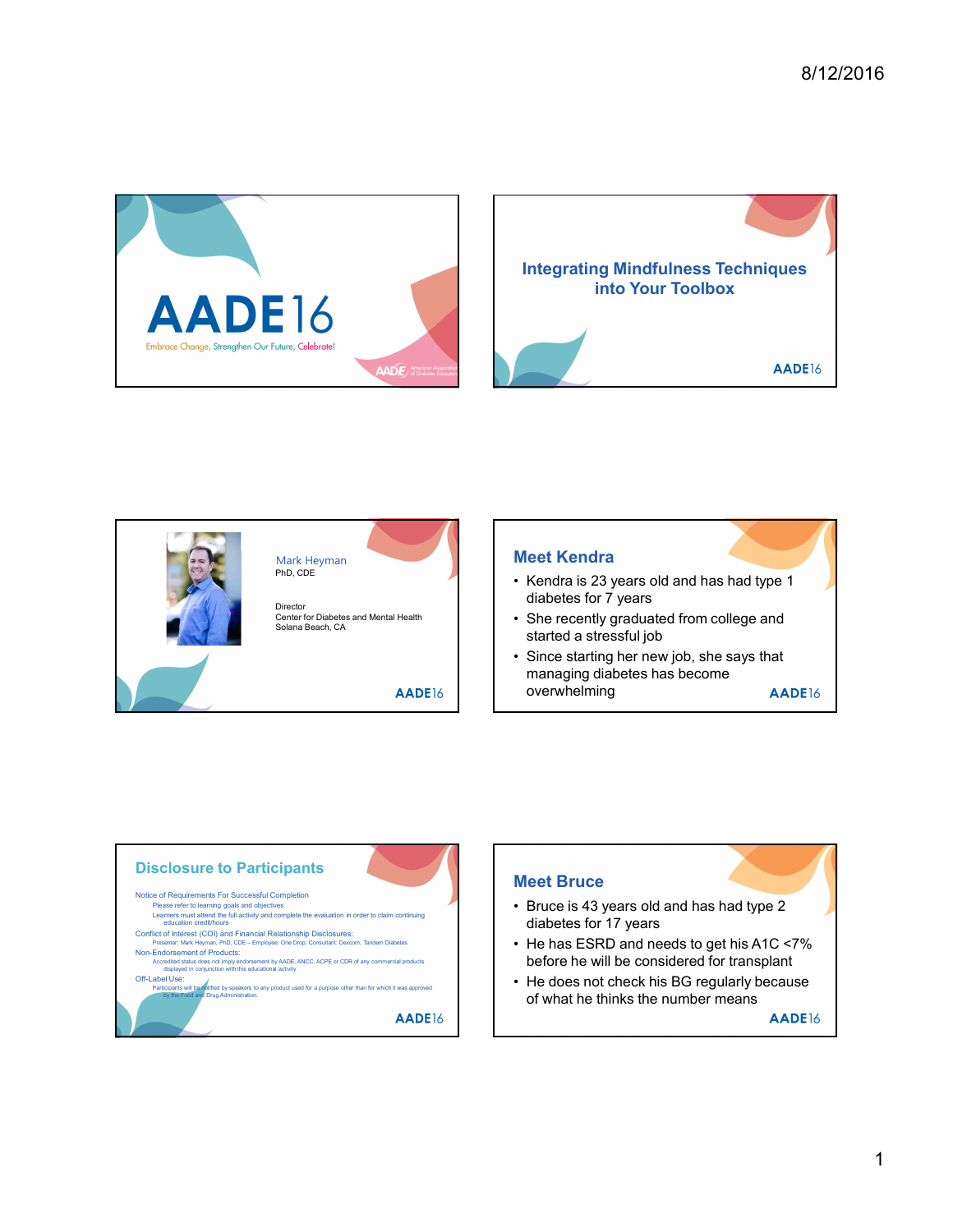# AADE16

Embrace Change, Strengthen Our Future, Celebrate!

## Integrating Mindfulness Techniques into Your Toolbox

Mark Heyman
PhD, CDE

Director
Center for Diabetes and Mental Health
Solana Beach, CA

## Meet Kendra

- Kendra is 23 years old and has had type 1 diabetes for 7 years
- She recently graduated from college and started a stressful job
- Since starting her new job, she says that managing diabetes has become overwhelming

## Disclosure to Participants

Notice of Requirements For Successful Completion
- Please refer to learning goals and objectives
- Learners must attend the full activity and complete the evaluation in order to claim continuing education credit/hours

Conflict of Interest (COI) and Financial Relationship Disclosures:
- Presenter: Mark Heyman, PhD, CDE – Employee: One Drop; Consultant: Dexcom, Tandem Diabetes

Non-Endorsement of Products:
- Accredited status does not imply endorsement by AADE, ANCC, ACPE or CDR of any commercial products displayed in conjunction with this educational activity

Off-Label Use:
- Participants will be notified by speakers to any product used for a purpose other than for which it was approved by the Food and Drug Administration.

## Meet Bruce

- Bruce is 43 years old and has had type 2 diabetes for 17 years
- He has ESRD and needs to get his A1C <7% before he will be considered for transplant
- He does not check his BG regularly because of what he thinks the number means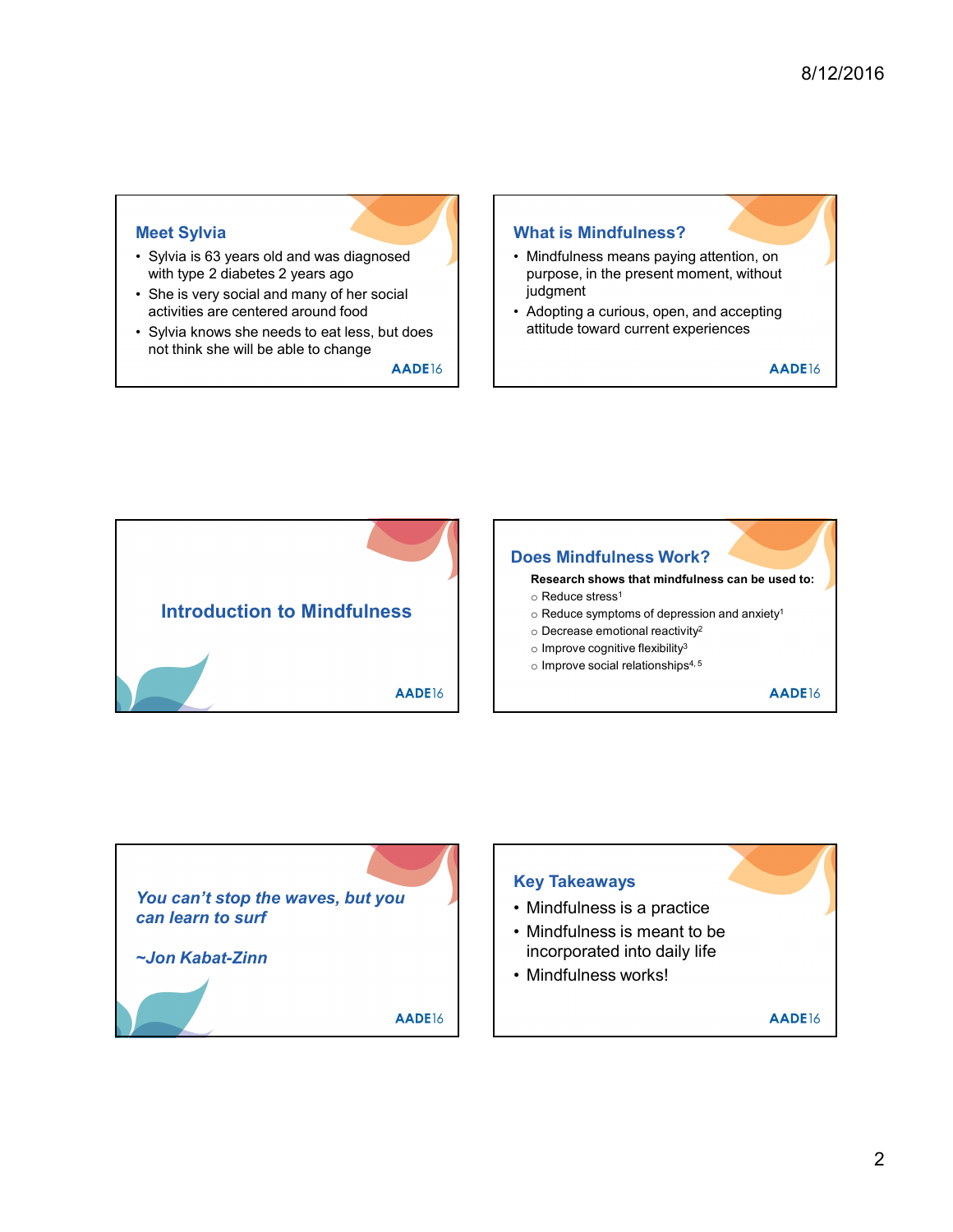## Meet Sylvia

- Sylvia is 63 years old and was diagnosed with type 2 diabetes 2 years ago
- She is very social and many of her social activities are centered around food
- Sylvia knows she needs to eat less, but does not think she will be able to change

AADE16

## What is Mindfulness?

- Mindfulness means paying attention, on purpose, in the present moment, without judgment
- Adopting a curious, open, and accepting attitude toward current experiences

AADE16

## Introduction to Mindfulness

AADE16

## Does Mindfulness Work?

**Research shows that mindfulness can be used to:**

- Reduce stress[1]
- Reduce symptoms of depression and anxiety[1]
- Decrease emotional reactivity[2]
- Improve cognitive flexibility[3]
- Improve social relationships[4, 5]

AADE16

***You can't stop the waves, but you can learn to surf***

***~Jon Kabat-Zinn***

AADE16

## Key Takeaways

- Mindfulness is a practice
- Mindfulness is meant to be incorporated into daily life
- Mindfulness works!

AADE16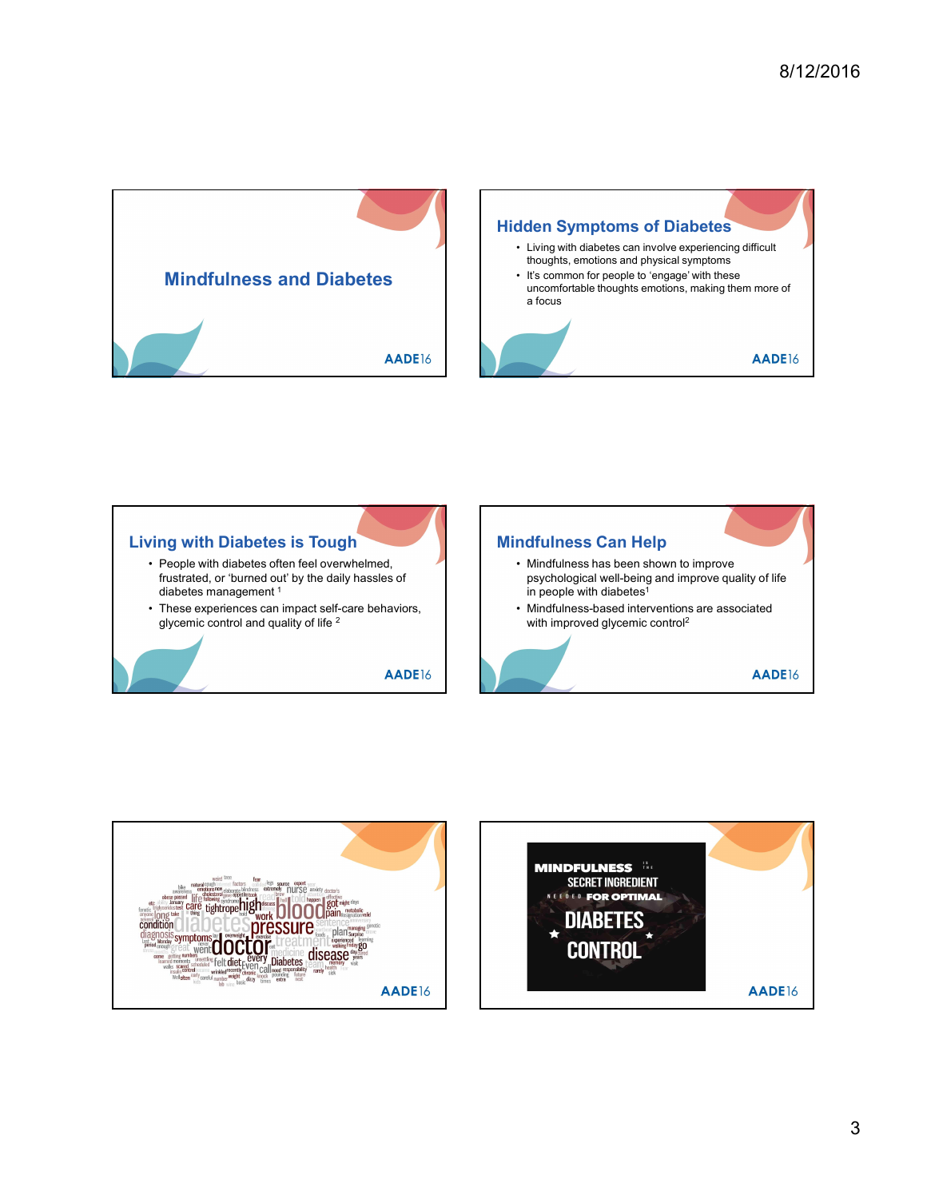# Mindfulness and Diabetes

## Hidden Symptoms of Diabetes

- Living with diabetes can involve experiencing difficult thoughts, emotions and physical symptoms
- It's common for people to 'engage' with these uncomfortable thoughts emotions, making them more of a focus

## Living with Diabetes is Tough

- People with diabetes often feel overwhelmed, frustrated, or 'burned out' by the daily hassles of diabetes management [1]
- These experiences can impact self-care behaviors, glycemic control and quality of life [2]

## Mindfulness Can Help

- Mindfulness has been shown to improve psychological well-being and improve quality of life in people with diabetes[1]
- Mindfulness-based interventions are associated with improved glycemic control[2]

MINDFULNESS IS THE SECRET INGREDIENT NEEDED FOR OPTIMAL DIABETES CONTROL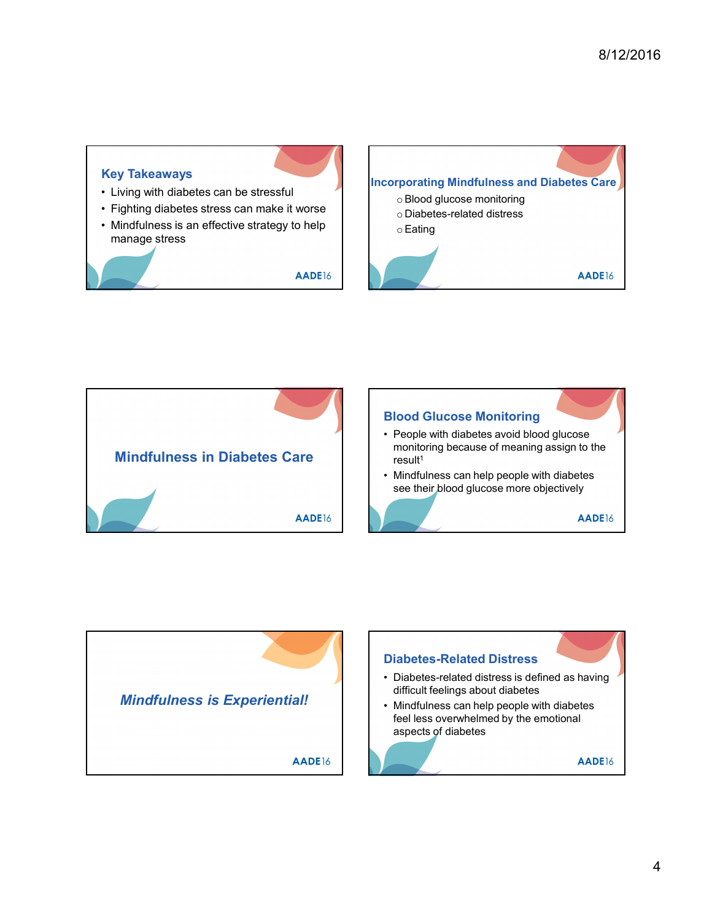## Key Takeaways

- Living with diabetes can be stressful
- Fighting diabetes stress can make it worse
- Mindfulness is an effective strategy to help manage stress

AADE16

## Incorporating Mindfulness and Diabetes Care

- Blood glucose monitoring
- Diabetes-related distress
- Eating

AADE16

## Mindfulness in Diabetes Care

AADE16

## Blood Glucose Monitoring

- People with diabetes avoid blood glucose monitoring because of meaning assign to the result[1]
- Mindfulness can help people with diabetes see their blood glucose more objectively

AADE16

## *Mindfulness is Experiential!*

AADE16

## Diabetes-Related Distress

- Diabetes-related distress is defined as having difficult feelings about diabetes
- Mindfulness can help people with diabetes feel less overwhelmed by the emotional aspects of diabetes

AADE16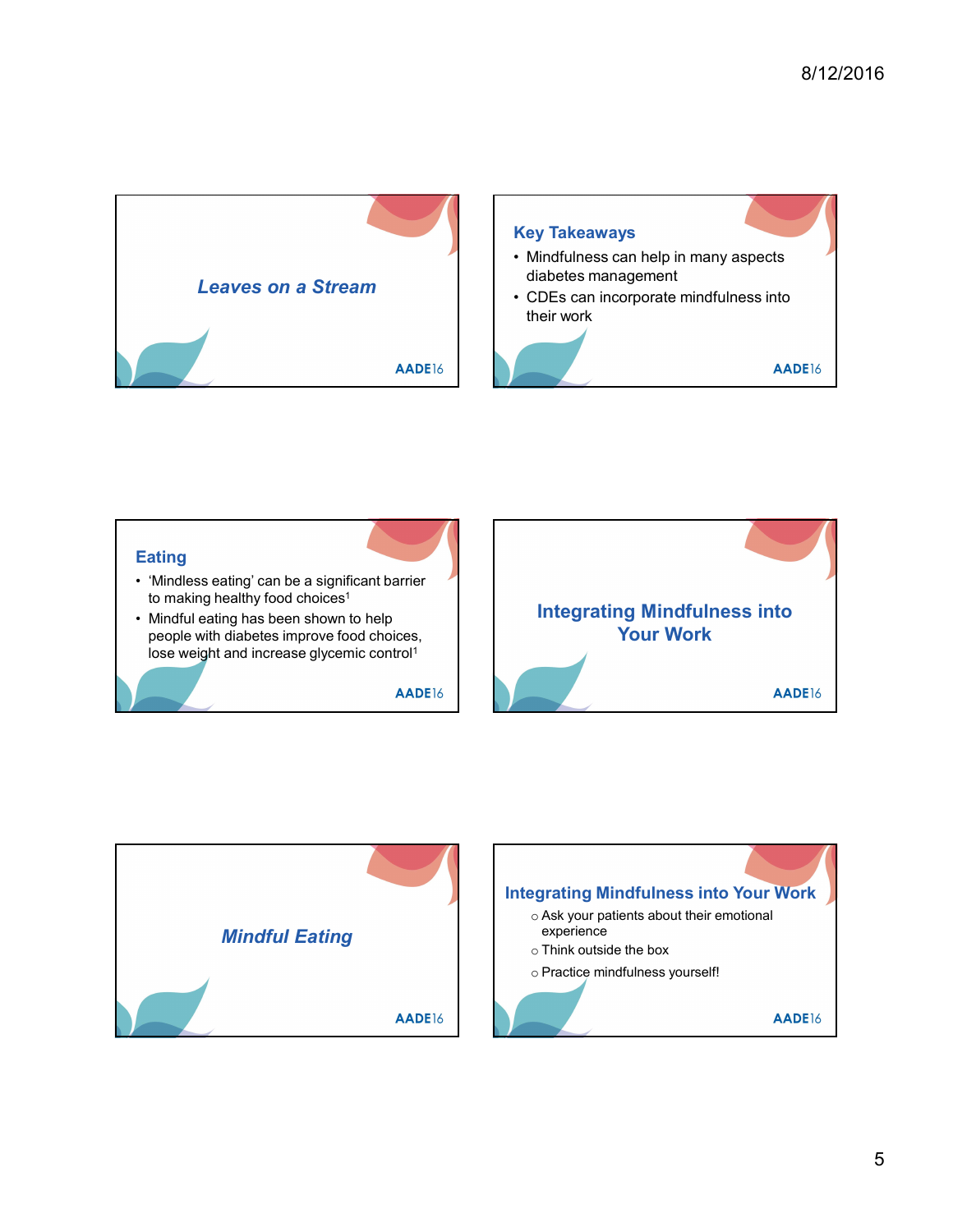## *Leaves on a Stream*

## Key Takeaways

- Mindfulness can help in many aspects diabetes management
- CDEs can incorporate mindfulness into their work

## Eating

- 'Mindless eating' can be a significant barrier to making healthy food choices[1]
- Mindful eating has been shown to help people with diabetes improve food choices, lose weight and increase glycemic control[1]

## Integrating Mindfulness into Your Work

## *Mindful Eating*

## Integrating Mindfulness into Your Work

- Ask your patients about their emotional experience
- Think outside the box
- Practice mindfulness yourself!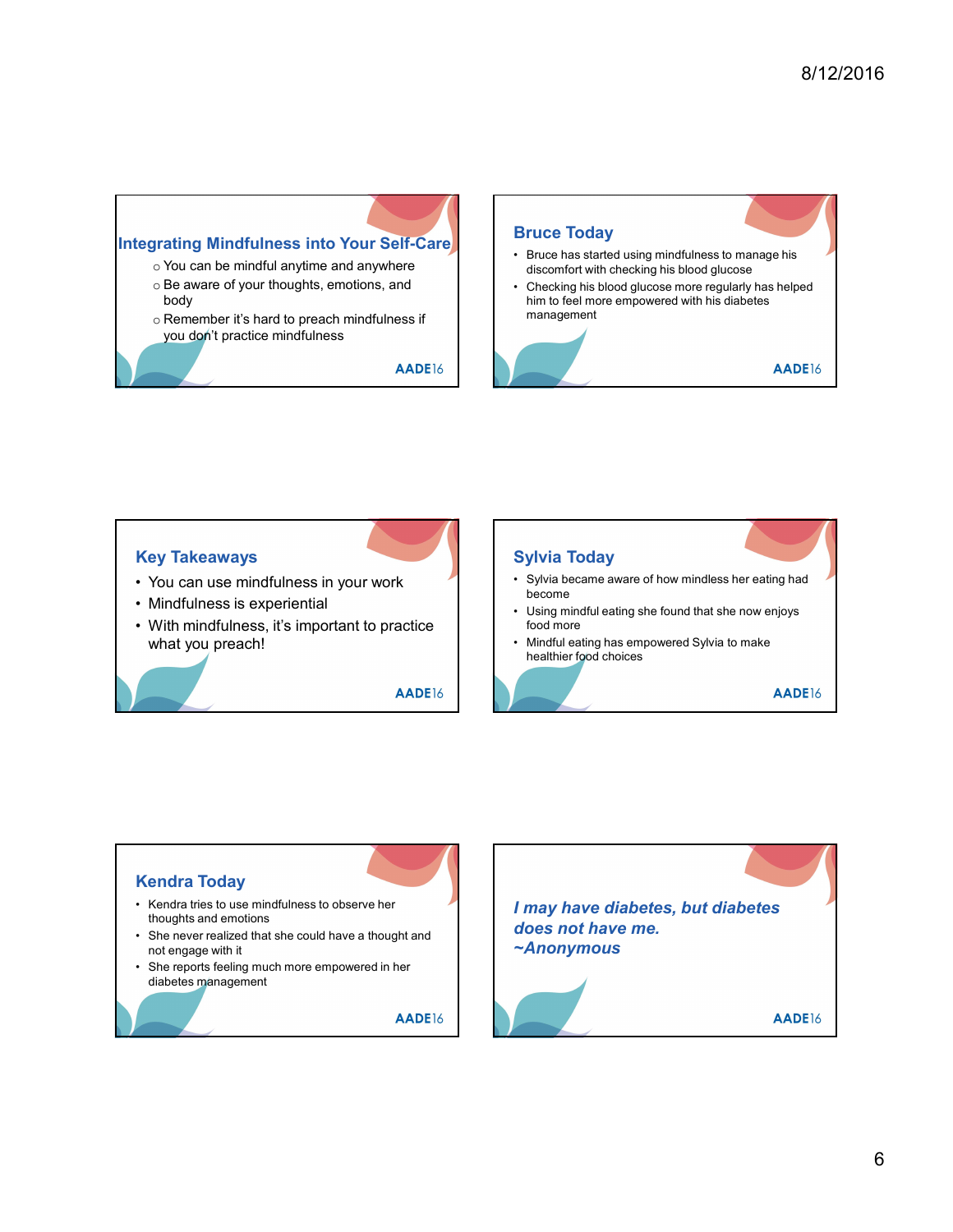## Integrating Mindfulness into Your Self-Care

- You can be mindful anytime and anywhere
- Be aware of your thoughts, emotions, and body
- Remember it's hard to preach mindfulness if you don't practice mindfulness

AADE16

## Bruce Today

- Bruce has started using mindfulness to manage his discomfort with checking his blood glucose
- Checking his blood glucose more regularly has helped him to feel more empowered with his diabetes management

AADE16

## Key Takeaways

- You can use mindfulness in your work
- Mindfulness is experiential
- With mindfulness, it's important to practice what you preach!

AADE16

## Sylvia Today

- Sylvia became aware of how mindless her eating had become
- Using mindful eating she found that she now enjoys food more
- Mindful eating has empowered Sylvia to make healthier food choices

AADE16

## Kendra Today

- Kendra tries to use mindfulness to observe her thoughts and emotions
- She never realized that she could have a thought and not engage with it
- She reports feeling much more empowered in her diabetes management

AADE16

***I may have diabetes, but diabetes does not have me.***
***~Anonymous***

AADE16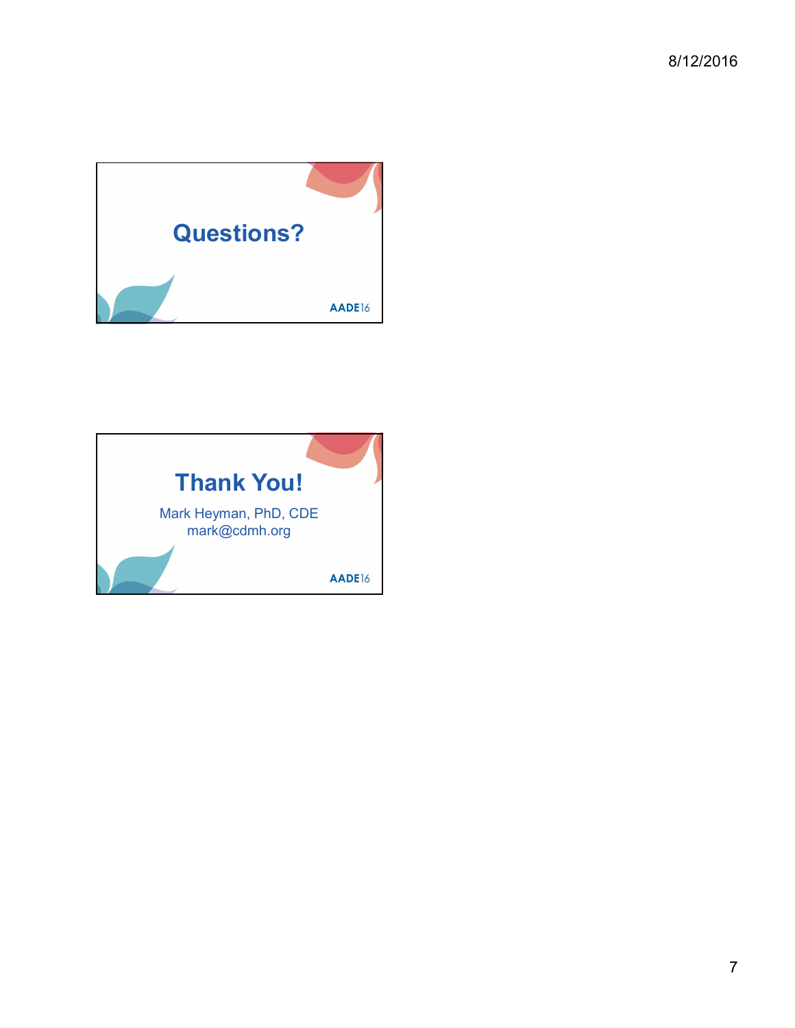## Questions?

AADE16

## Thank You!

Mark Heyman, PhD, CDE
mark@cdmh.org

AADE16